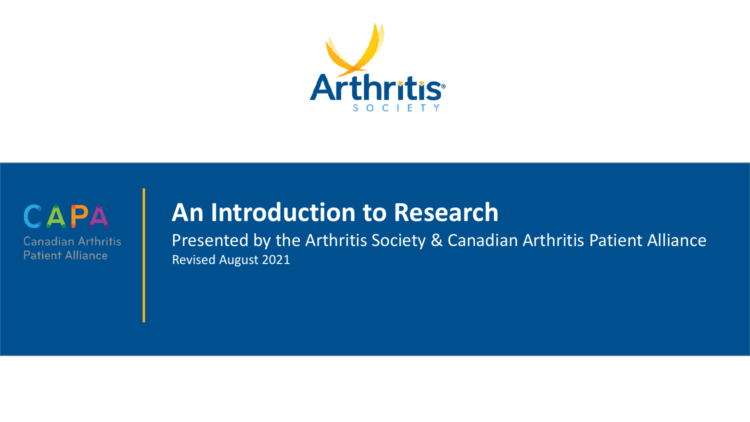Arthritis Society

CAPA
Canadian Arthritis Patient Alliance

# An Introduction to Research

Presented by the Arthritis Society & Canadian Arthritis Patient Alliance

Revised August 2021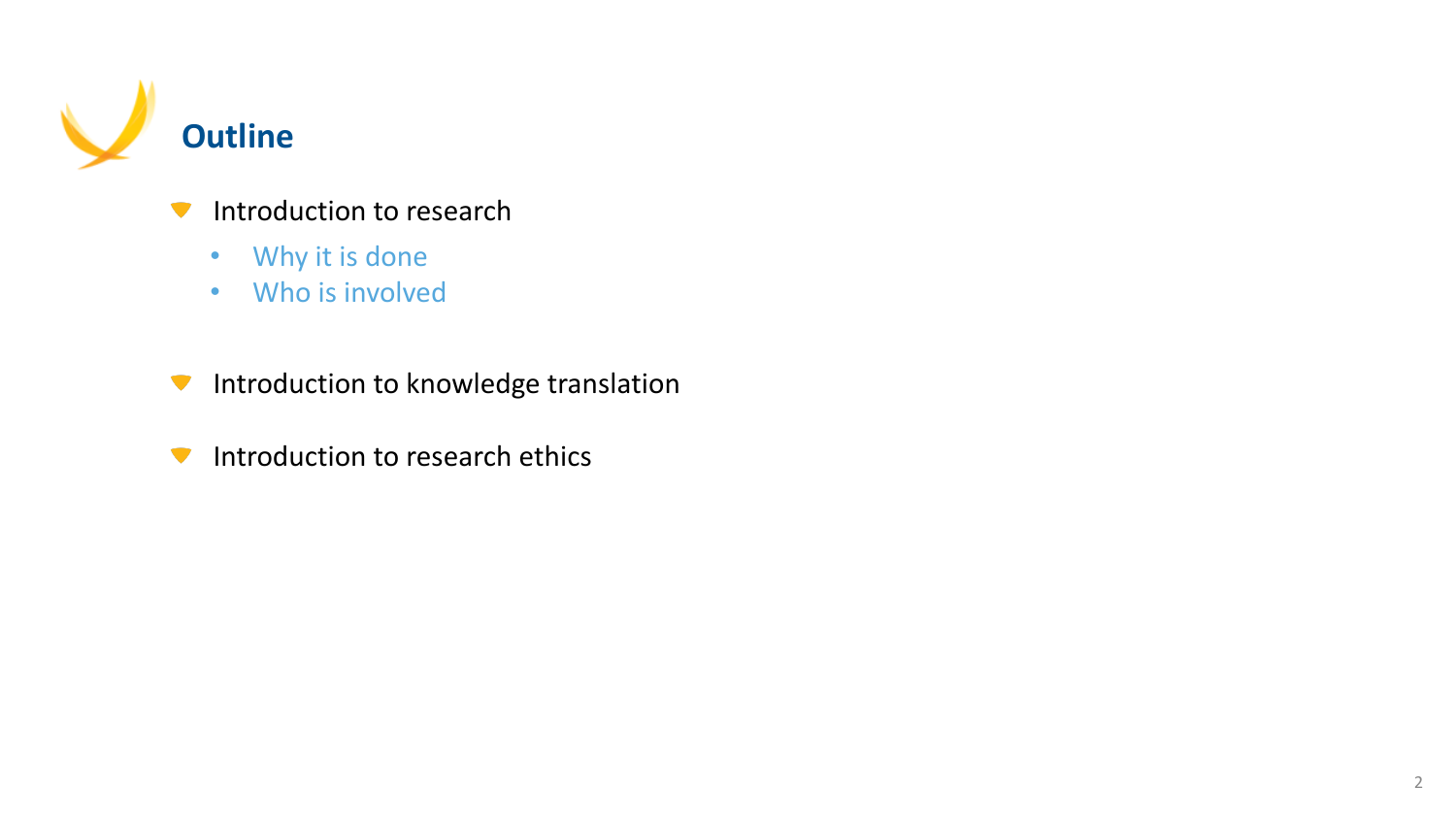# Outline

- Introduction to research
  - Why it is done
  - Who is involved
- Introduction to knowledge translation
- Introduction to research ethics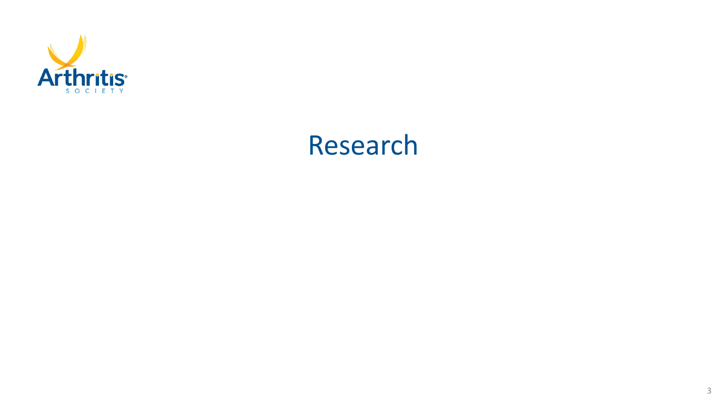# Research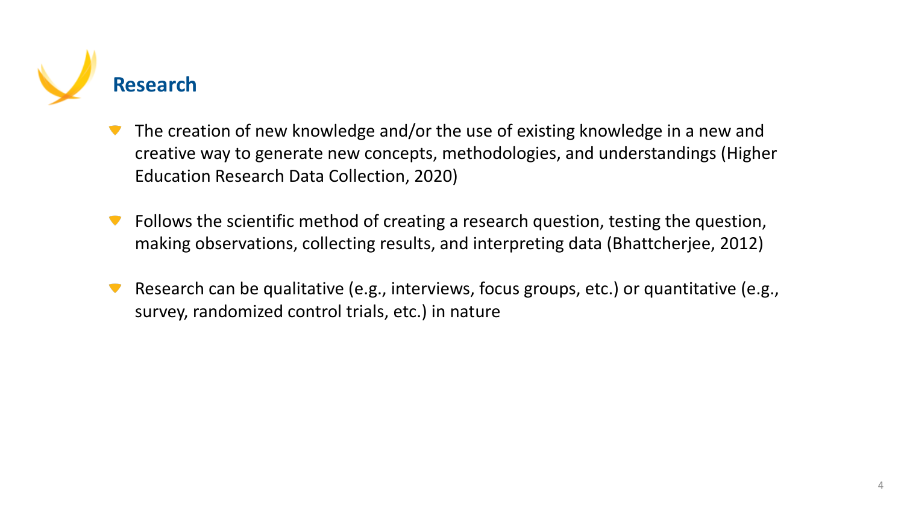## Research

- The creation of new knowledge and/or the use of existing knowledge in a new and creative way to generate new concepts, methodologies, and understandings (Higher Education Research Data Collection, 2020)
- Follows the scientific method of creating a research question, testing the question, making observations, collecting results, and interpreting data (Bhattcherjee, 2012)
- Research can be qualitative (e.g., interviews, focus groups, etc.) or quantitative (e.g., survey, randomized control trials, etc.) in nature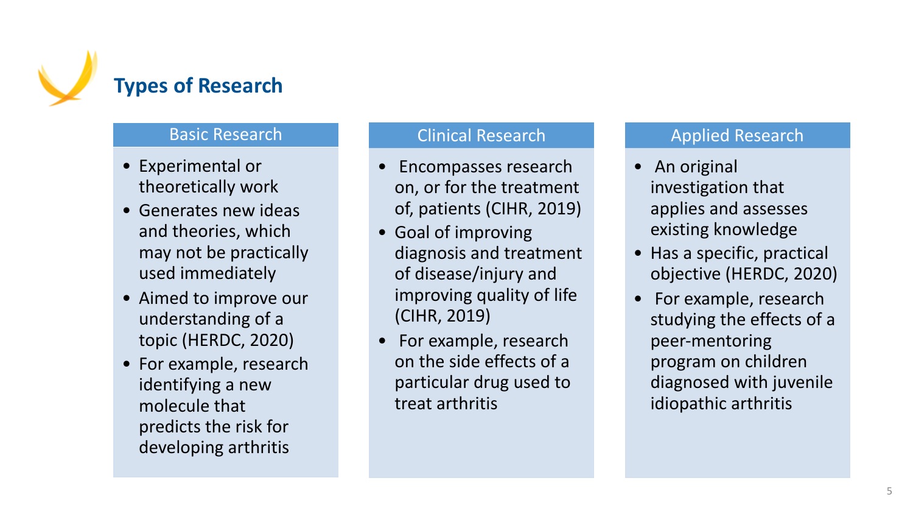# Types of Research

## Basic Research

- Experimental or theoretically work
- Generates new ideas and theories, which may not be practically used immediately
- Aimed to improve our understanding of a topic (HERDC, 2020)
- For example, research identifying a new molecule that predicts the risk for developing arthritis

## Clinical Research

- Encompasses research on, or for the treatment of, patients (CIHR, 2019)
- Goal of improving diagnosis and treatment of disease/injury and improving quality of life (CIHR, 2019)
- For example, research on the side effects of a particular drug used to treat arthritis

## Applied Research

- An original investigation that applies and assesses existing knowledge
- Has a specific, practical objective (HERDC, 2020)
- For example, research studying the effects of a peer-mentoring program on children diagnosed with juvenile idiopathic arthritis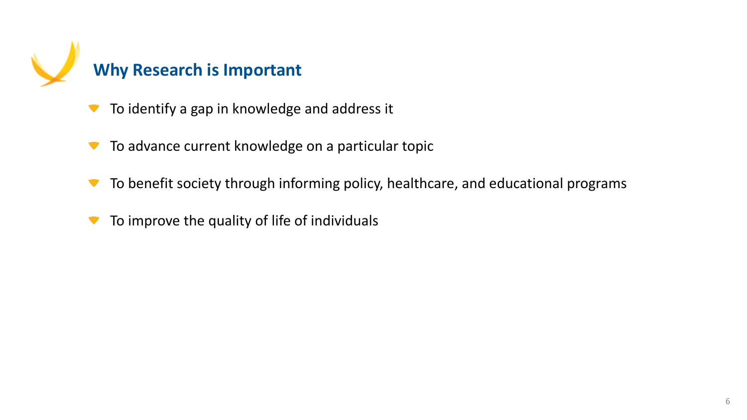## Why Research is Important

- To identify a gap in knowledge and address it
- To advance current knowledge on a particular topic
- To benefit society through informing policy, healthcare, and educational programs
- To improve the quality of life of individuals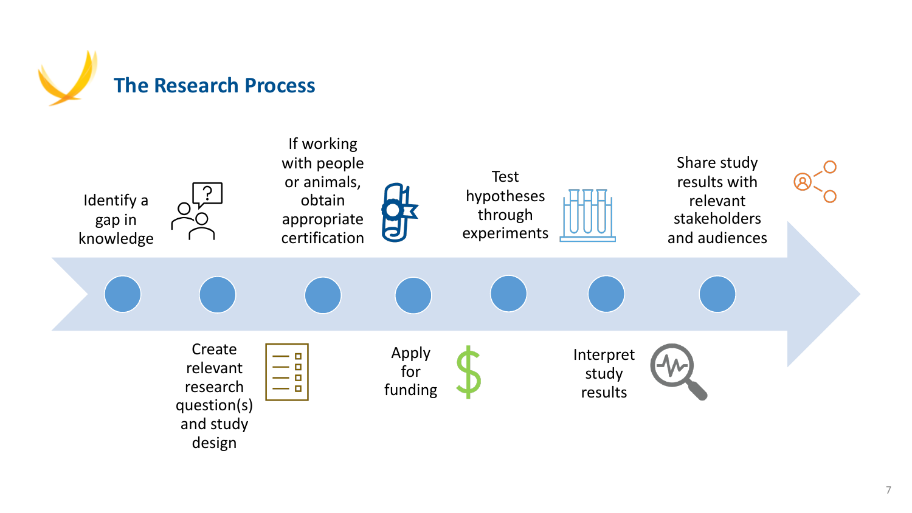# The Research Process

1. Identify a gap in knowledge
2. Create relevant research question(s) and study design
3. If working with people or animals, obtain appropriate certification
4. Apply for funding
5. Test hypotheses through experiments
6. Interpret study results
7. Share study results with relevant stakeholders and audiences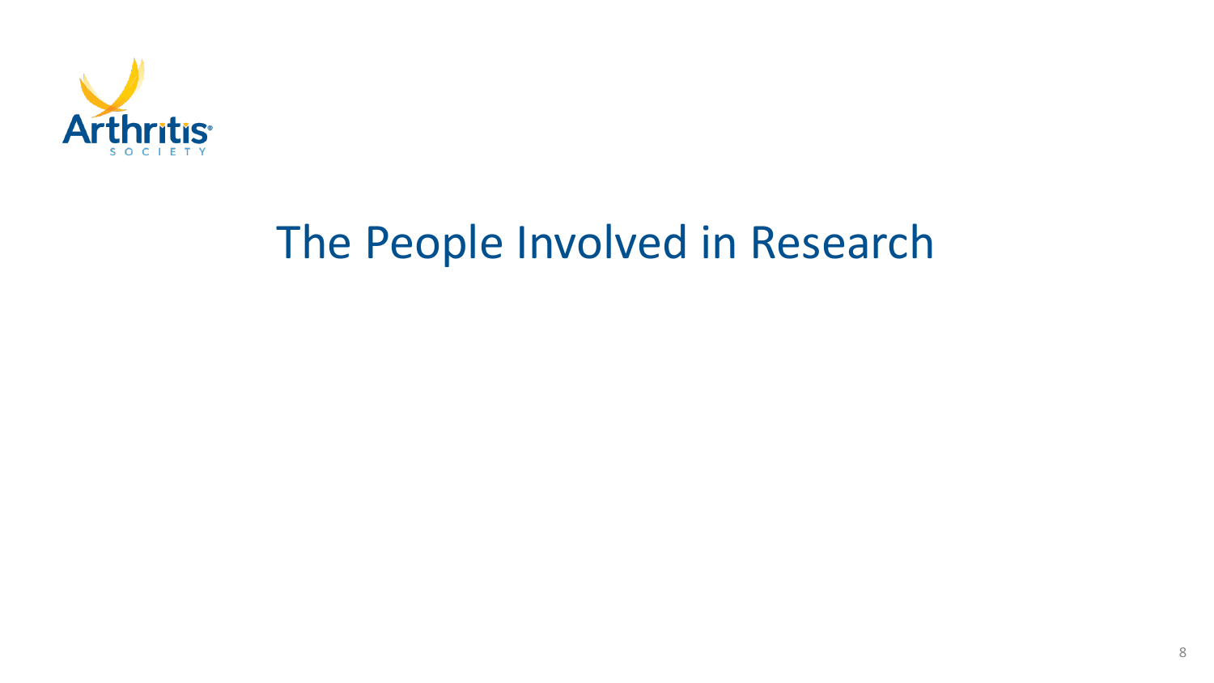# The People Involved in Research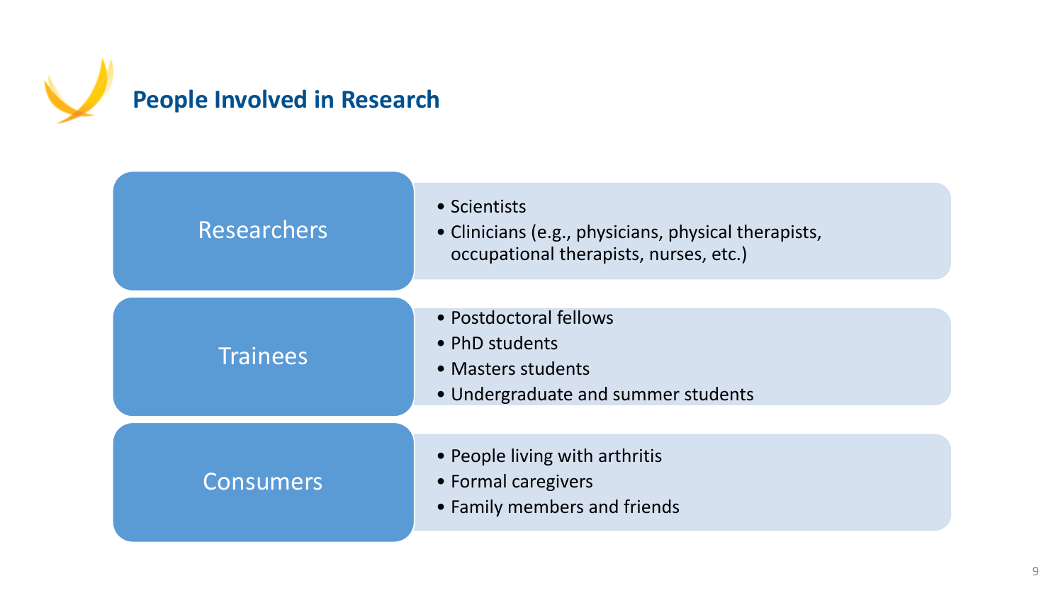# People Involved in Research

## Researchers

- Scientists
- Clinicians (e.g., physicians, physical therapists, occupational therapists, nurses, etc.)

## Trainees

- Postdoctoral fellows
- PhD students
- Masters students
- Undergraduate and summer students

## Consumers

- People living with arthritis
- Formal caregivers
- Family members and friends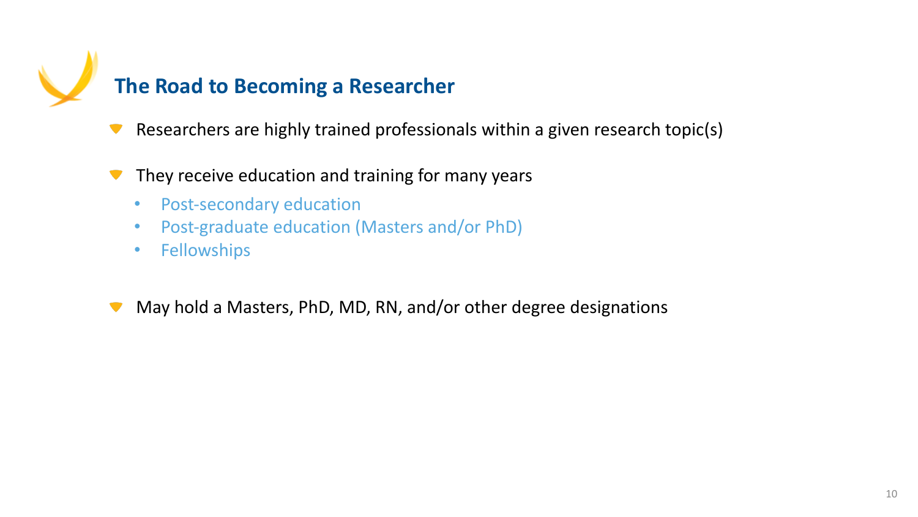## The Road to Becoming a Researcher

- Researchers are highly trained professionals within a given research topic(s)
- They receive education and training for many years
  - Post-secondary education
  - Post-graduate education (Masters and/or PhD)
  - Fellowships
- May hold a Masters, PhD, MD, RN, and/or other degree designations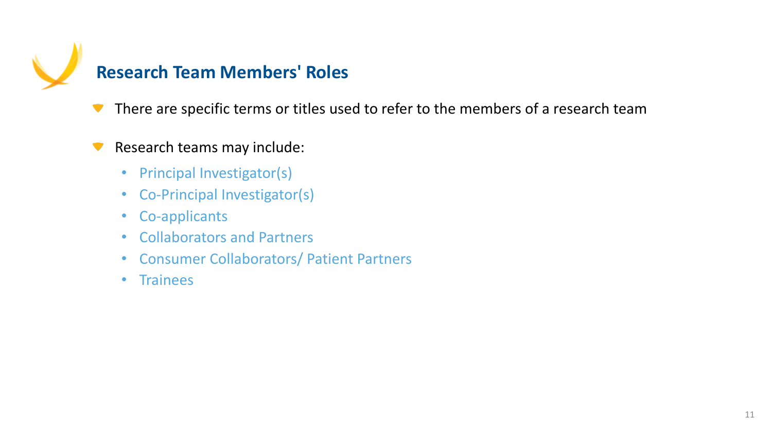## Research Team Members' Roles

- There are specific terms or titles used to refer to the members of a research team
- Research teams may include:
  - Principal Investigator(s)
  - Co-Principal Investigator(s)
  - Co-applicants
  - Collaborators and Partners
  - Consumer Collaborators/ Patient Partners
  - Trainees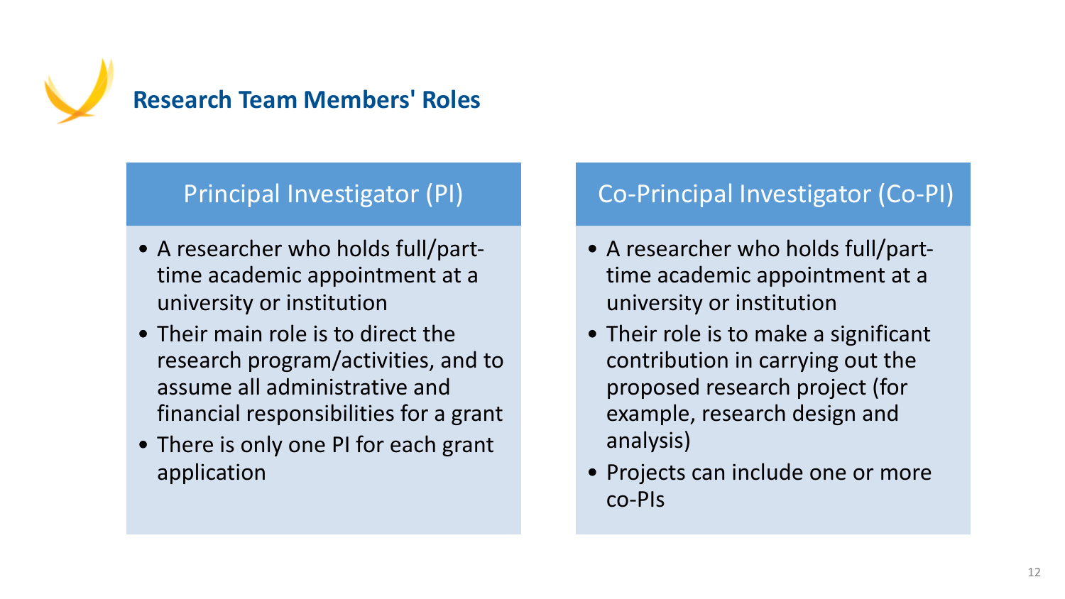# Research Team Members' Roles

## Principal Investigator (PI)

- A researcher who holds full/part-time academic appointment at a university or institution
- Their main role is to direct the research program/activities, and to assume all administrative and financial responsibilities for a grant
- There is only one PI for each grant application

## Co-Principal Investigator (Co-PI)

- A researcher who holds full/part-time academic appointment at a university or institution
- Their role is to make a significant contribution in carrying out the proposed research project (for example, research design and analysis)
- Projects can include one or more co-PIs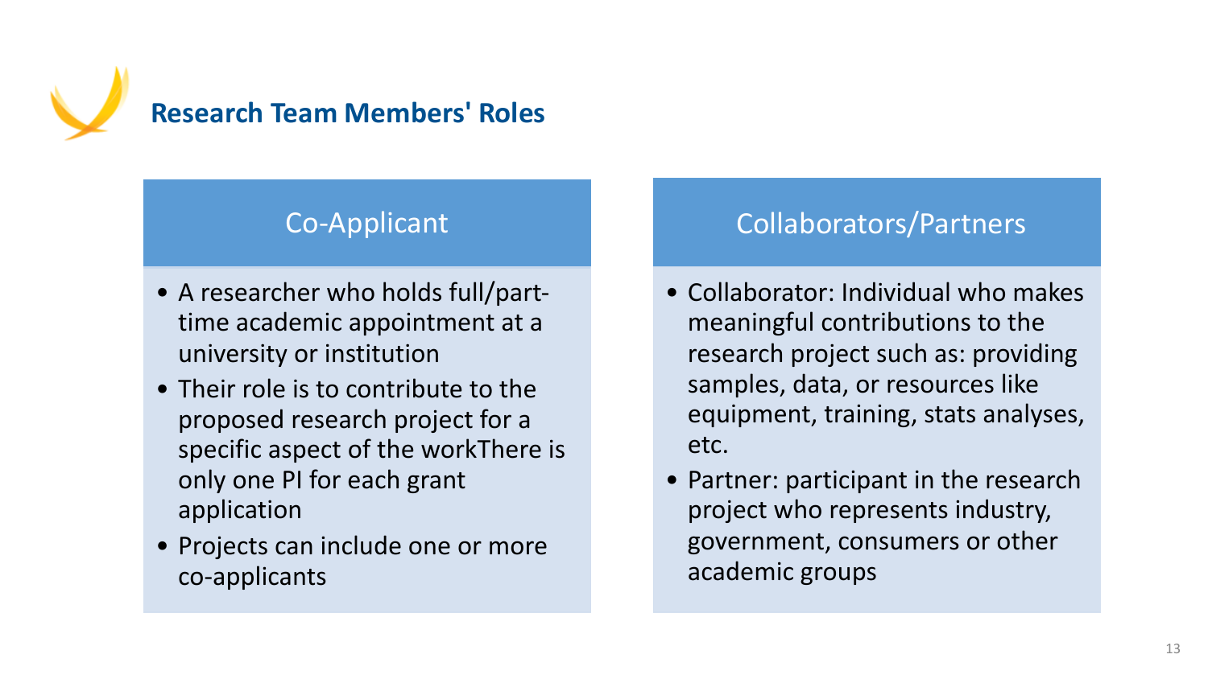# Research Team Members' Roles

## Co-Applicant

- A researcher who holds full/part-time academic appointment at a university or institution
- Their role is to contribute to the proposed research project for a specific aspect of the workThere is only one PI for each grant application
- Projects can include one or more co-applicants

## Collaborators/Partners

- Collaborator: Individual who makes meaningful contributions to the research project such as: providing samples, data, or resources like equipment, training, stats analyses, etc.
- Partner: participant in the research project who represents industry, government, consumers or other academic groups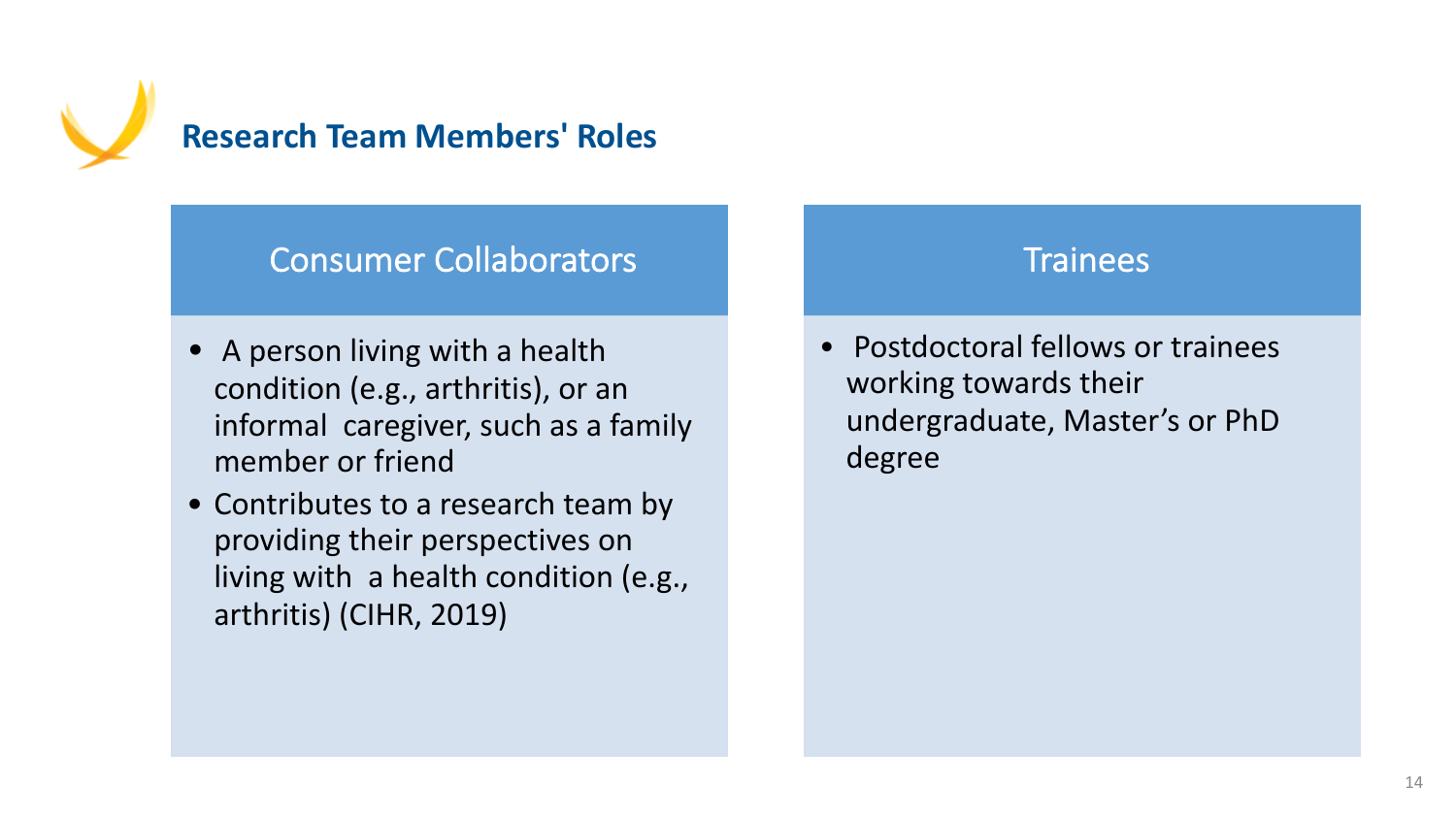## Research Team Members' Roles

### Consumer Collaborators

- A person living with a health condition (e.g., arthritis), or an informal caregiver, such as a family member or friend
- Contributes to a research team by providing their perspectives on living with a health condition (e.g., arthritis) (CIHR, 2019)

### Trainees

- Postdoctoral fellows or trainees working towards their undergraduate, Master's or PhD degree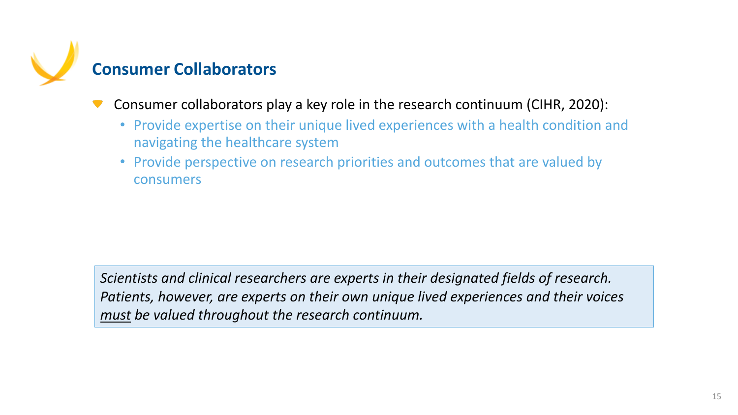## Consumer Collaborators

- Consumer collaborators play a key role in the research continuum (CIHR, 2020):
  - Provide expertise on their unique lived experiences with a health condition and navigating the healthcare system
  - Provide perspective on research priorities and outcomes that are valued by consumers

*Scientists and clinical researchers are experts in their designated fields of research. Patients, however, are experts on their own unique lived experiences and their voices <u>must</u> be valued throughout the research continuum.*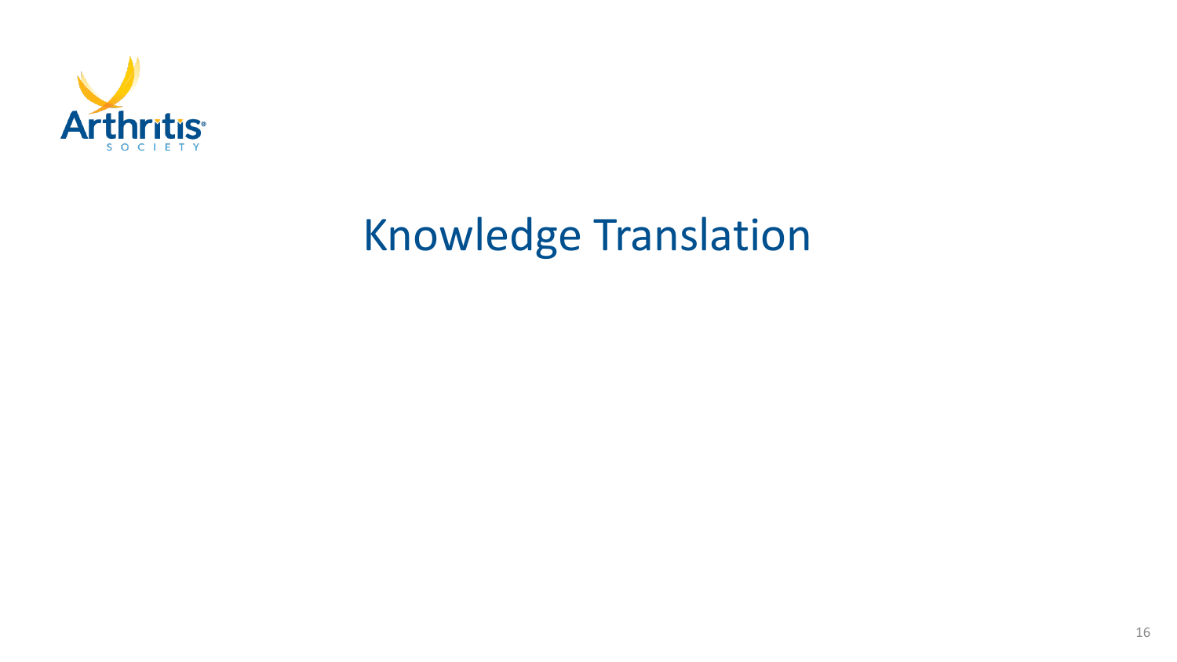# Knowledge Translation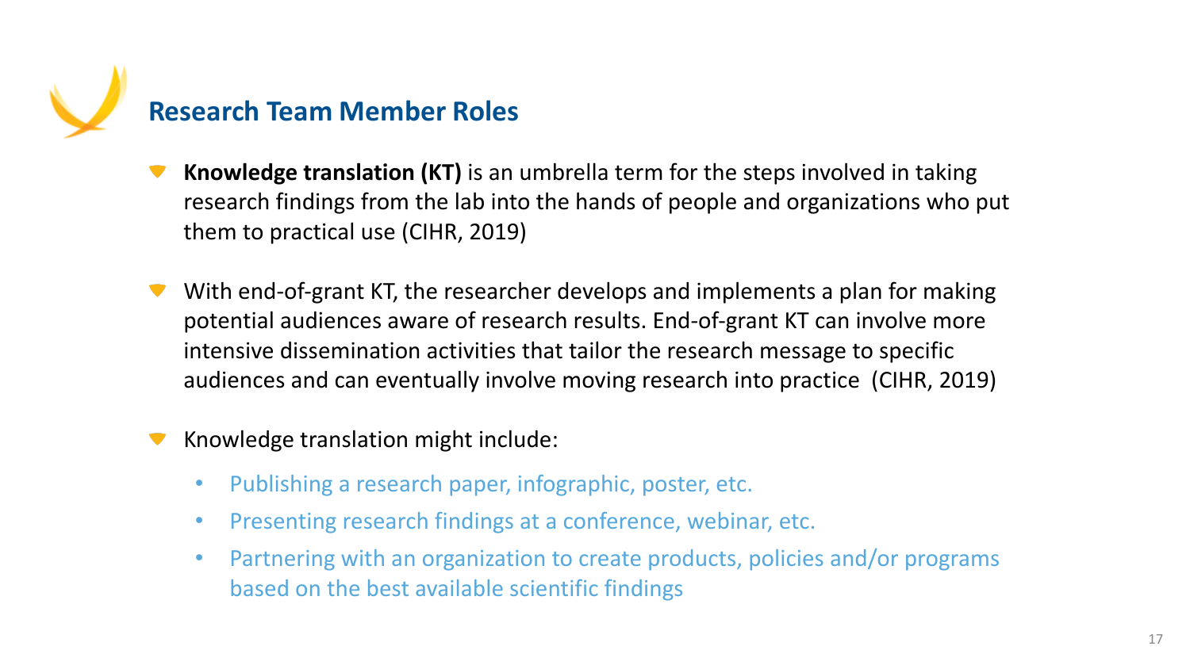## Research Team Member Roles

- **Knowledge translation (KT)** is an umbrella term for the steps involved in taking research findings from the lab into the hands of people and organizations who put them to practical use (CIHR, 2019)

- With end-of-grant KT, the researcher develops and implements a plan for making potential audiences aware of research results. End-of-grant KT can involve more intensive dissemination activities that tailor the research message to specific audiences and can eventually involve moving research into practice (CIHR, 2019)

- Knowledge translation might include:
  - Publishing a research paper, infographic, poster, etc.
  - Presenting research findings at a conference, webinar, etc.
  - Partnering with an organization to create products, policies and/or programs based on the best available scientific findings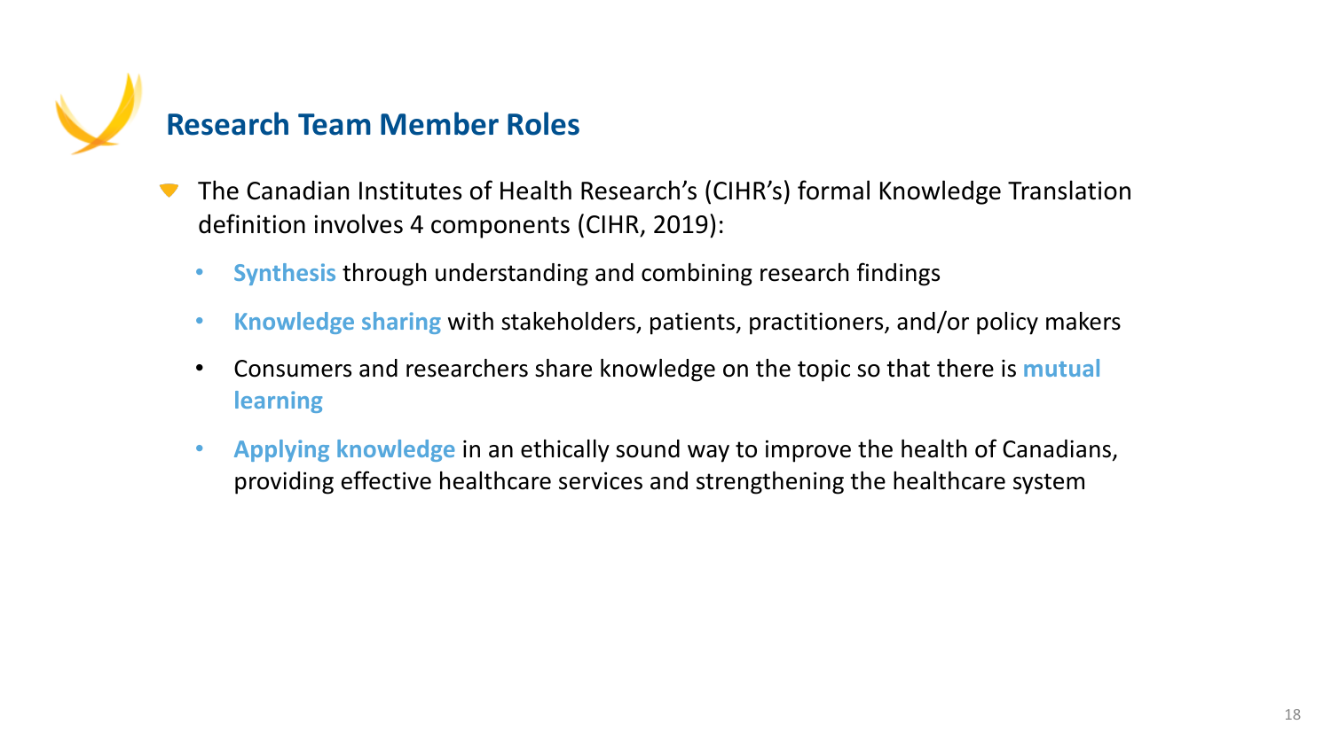## Research Team Member Roles

- The Canadian Institutes of Health Research's (CIHR's) formal Knowledge Translation definition involves 4 components (CIHR, 2019):
  - **Synthesis** through understanding and combining research findings
  - **Knowledge sharing** with stakeholders, patients, practitioners, and/or policy makers
  - Consumers and researchers share knowledge on the topic so that there is **mutual learning**
  - **Applying knowledge** in an ethically sound way to improve the health of Canadians, providing effective healthcare services and strengthening the healthcare system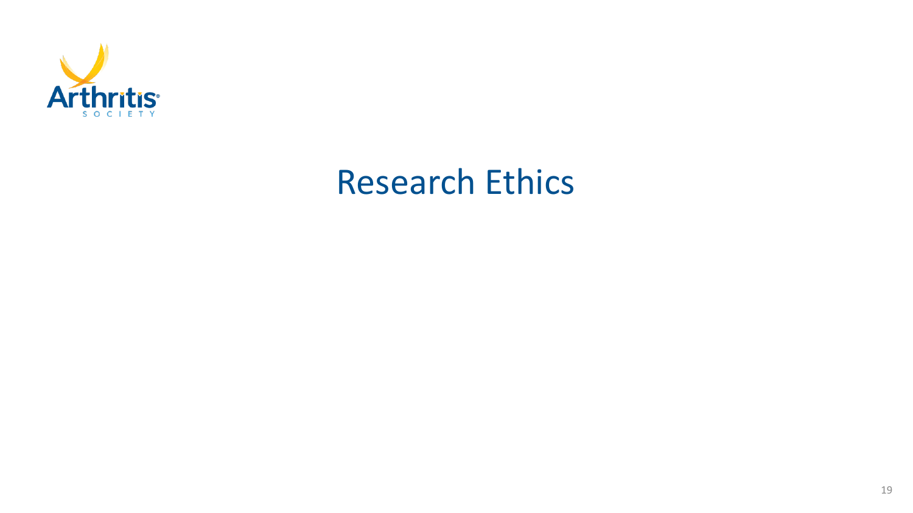# Research Ethics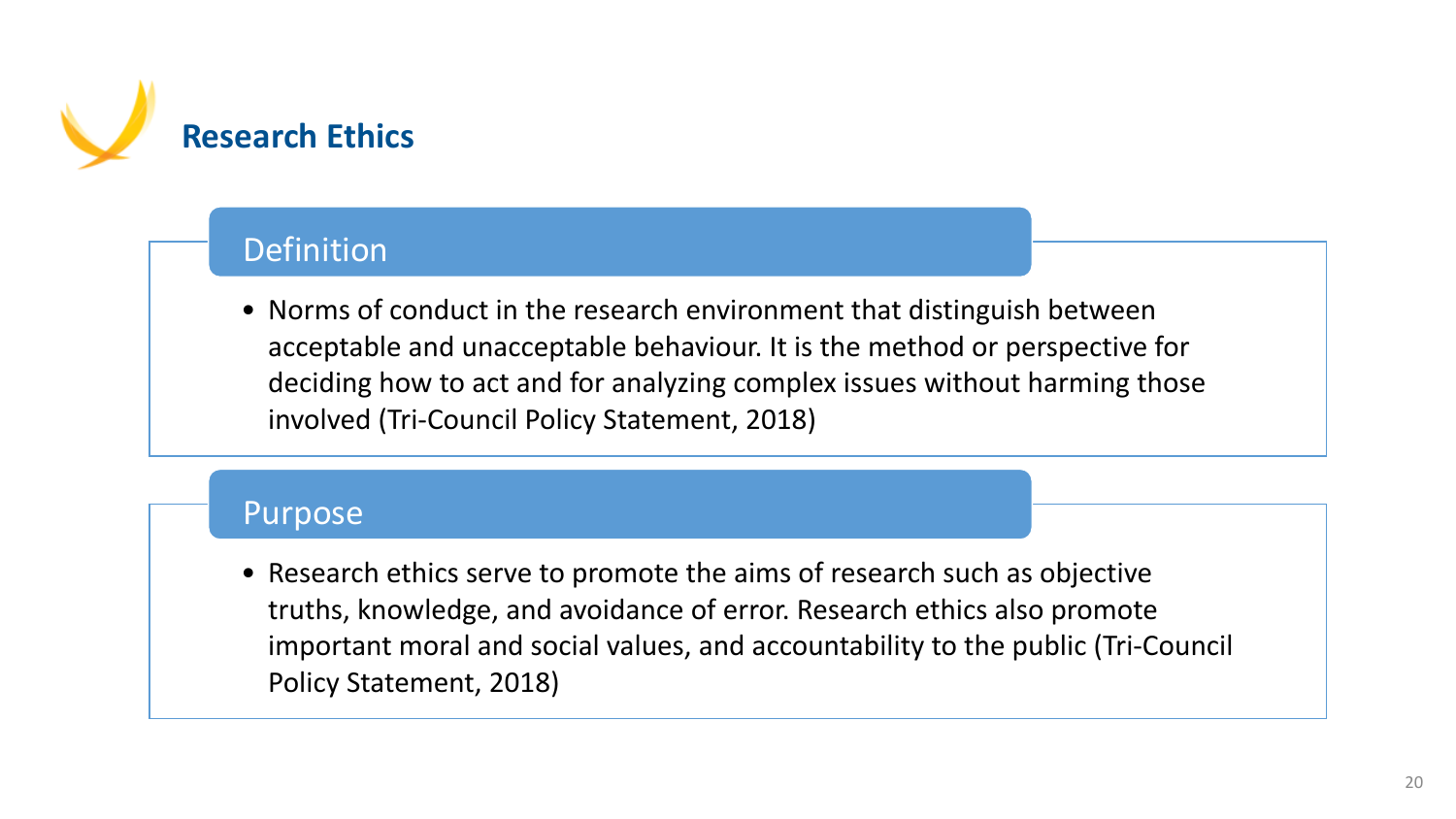# Research Ethics

## Definition

- Norms of conduct in the research environment that distinguish between acceptable and unacceptable behaviour. It is the method or perspective for deciding how to act and for analyzing complex issues without harming those involved (Tri-Council Policy Statement, 2018)

## Purpose

- Research ethics serve to promote the aims of research such as objective truths, knowledge, and avoidance of error. Research ethics also promote important moral and social values, and accountability to the public (Tri-Council Policy Statement, 2018)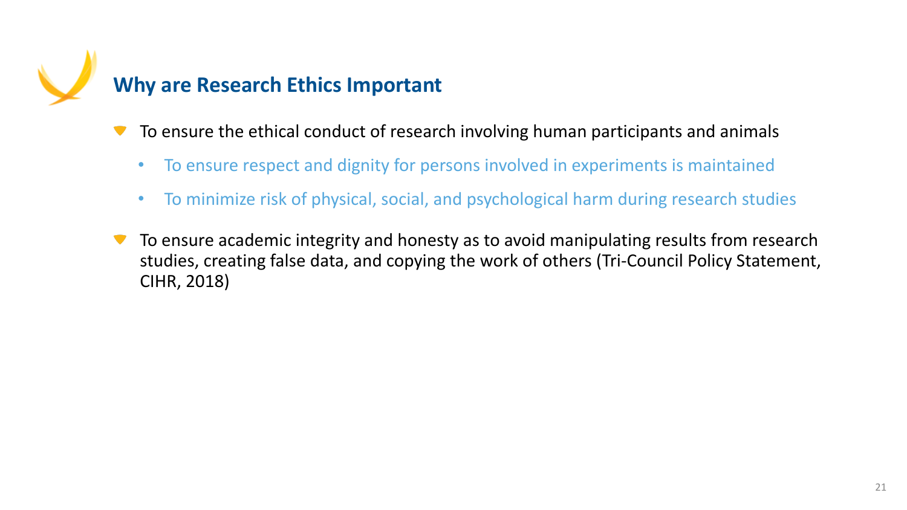## Why are Research Ethics Important

- To ensure the ethical conduct of research involving human participants and animals
  - To ensure respect and dignity for persons involved in experiments is maintained
  - To minimize risk of physical, social, and psychological harm during research studies
- To ensure academic integrity and honesty as to avoid manipulating results from research studies, creating false data, and copying the work of others (Tri-Council Policy Statement, CIHR, 2018)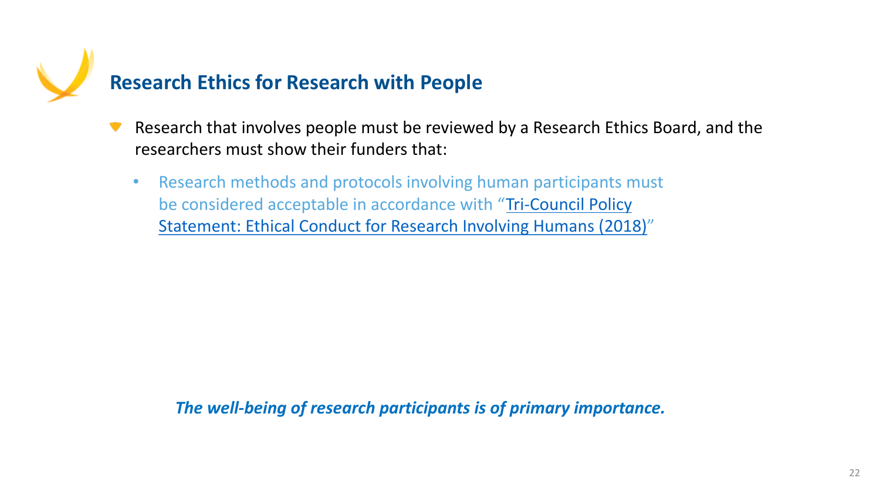## Research Ethics for Research with People

- Research that involves people must be reviewed by a Research Ethics Board, and the researchers must show their funders that:
  - Research methods and protocols involving human participants must be considered acceptable in accordance with "Tri-Council Policy Statement: Ethical Conduct for Research Involving Humans (2018)"

***The well-being of research participants is of primary importance.***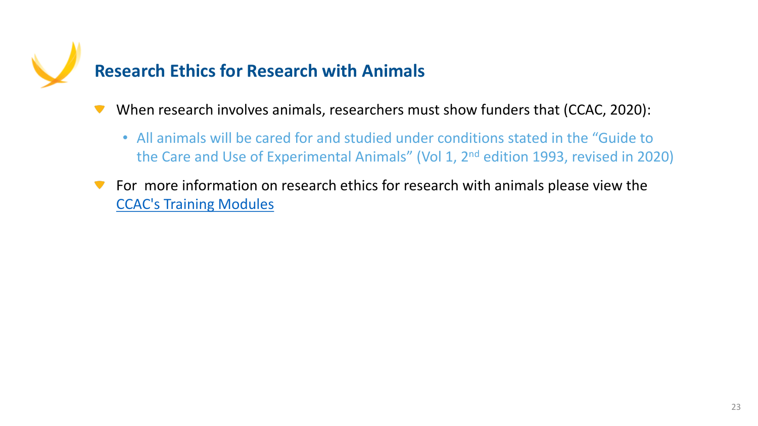## Research Ethics for Research with Animals

- When research involves animals, researchers must show funders that (CCAC, 2020):
  - All animals will be cared for and studied under conditions stated in the "Guide to the Care and Use of Experimental Animals" (Vol 1, 2nd edition 1993, revised in 2020)
- For more information on research ethics for research with animals please view the CCAC's Training Modules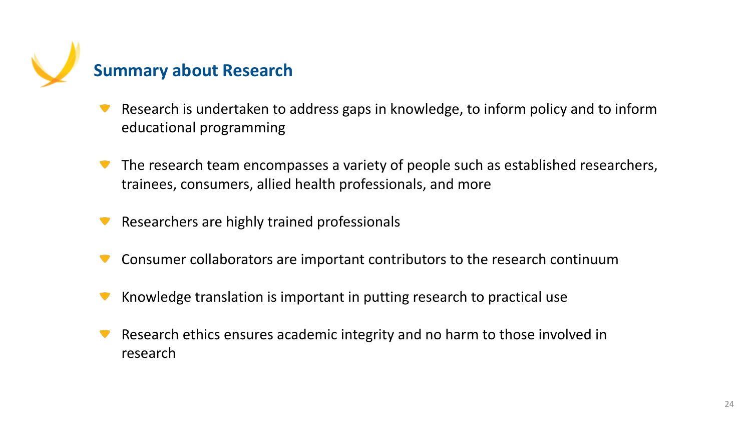## Summary about Research

- Research is undertaken to address gaps in knowledge, to inform policy and to inform educational programming
- The research team encompasses a variety of people such as established researchers, trainees, consumers, allied health professionals, and more
- Researchers are highly trained professionals
- Consumer collaborators are important contributors to the research continuum
- Knowledge translation is important in putting research to practical use
- Research ethics ensures academic integrity and no harm to those involved in research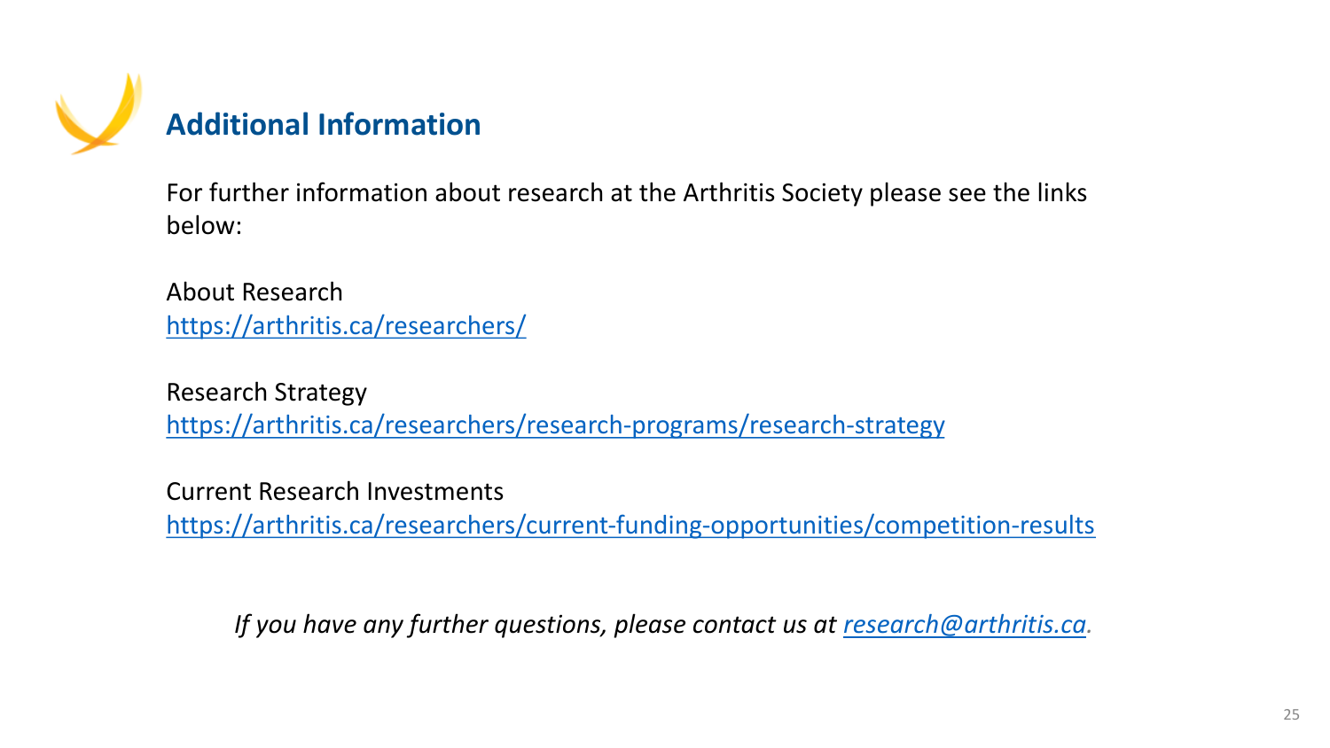## Additional Information

For further information about research at the Arthritis Society please see the links below:

About Research
https://arthritis.ca/researchers/

Research Strategy
https://arthritis.ca/researchers/research-programs/research-strategy

Current Research Investments
https://arthritis.ca/researchers/current-funding-opportunities/competition-results

*If you have any further questions, please contact us at research@arthritis.ca.*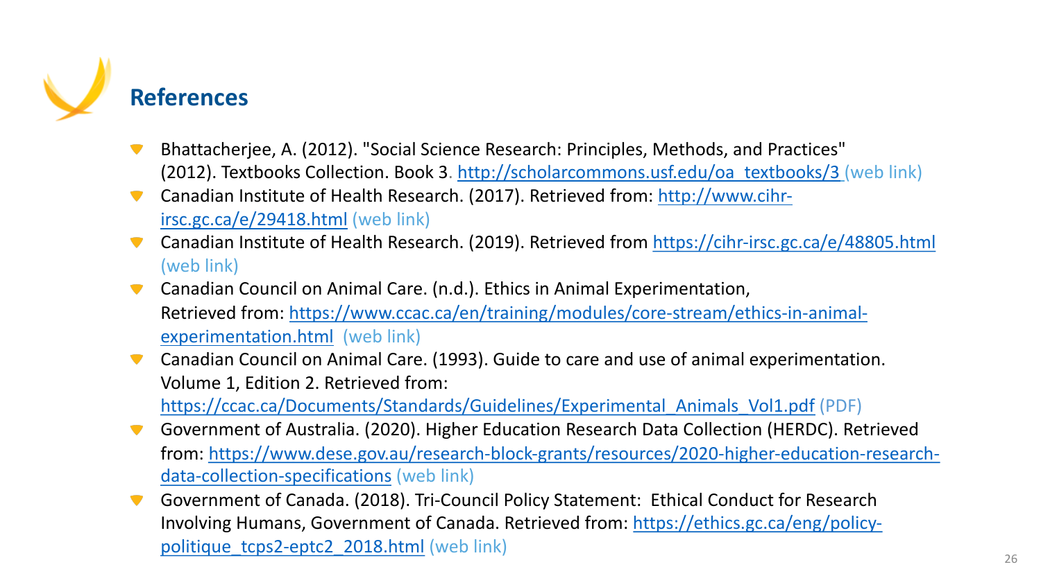## References

- Bhattacherjee, A. (2012). "Social Science Research: Principles, Methods, and Practices" (2012). Textbooks Collection. Book 3. http://scholarcommons.usf.edu/oa_textbooks/3 (web link)
- Canadian Institute of Health Research. (2017). Retrieved from: http://www.cihr-irsc.gc.ca/e/29418.html (web link)
- Canadian Institute of Health Research. (2019). Retrieved from https://cihr-irsc.gc.ca/e/48805.html (web link)
- Canadian Council on Animal Care. (n.d.). Ethics in Animal Experimentation, Retrieved from: https://www.ccac.ca/en/training/modules/core-stream/ethics-in-animal-experimentation.html (web link)
- Canadian Council on Animal Care. (1993). Guide to care and use of animal experimentation. Volume 1, Edition 2. Retrieved from: https://ccac.ca/Documents/Standards/Guidelines/Experimental_Animals_Vol1.pdf (PDF)
- Government of Australia. (2020). Higher Education Research Data Collection (HERDC). Retrieved from: https://www.dese.gov.au/research-block-grants/resources/2020-higher-education-research-data-collection-specifications (web link)
- Government of Canada. (2018). Tri-Council Policy Statement: Ethical Conduct for Research Involving Humans, Government of Canada. Retrieved from: https://ethics.gc.ca/eng/policy-politique_tcps2-eptc2_2018.html (web link)